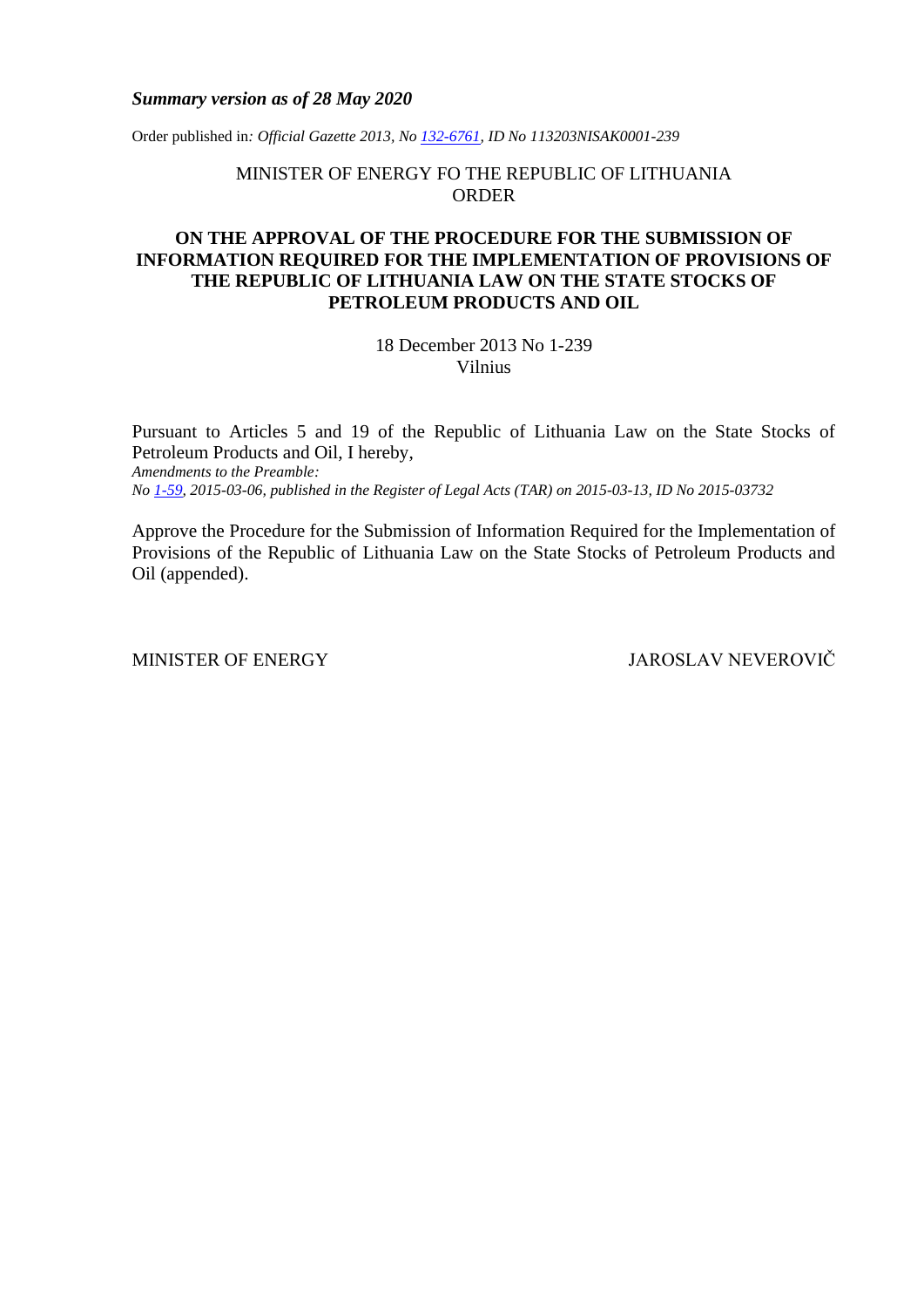***Summary version as of 28 May 2020***

Order published in*: Official Gazette 2013, No 132-6761, ID No 113203NISAK0001-239*

MINISTER OF ENERGY FO THE REPUBLIC OF LITHUANIA
ORDER

# ON THE APPROVAL OF THE PROCEDURE FOR THE SUBMISSION OF INFORMATION REQUIRED FOR THE IMPLEMENTATION OF PROVISIONS OF THE REPUBLIC OF LITHUANIA LAW ON THE STATE STOCKS OF PETROLEUM PRODUCTS AND OIL

18 December 2013 No 1-239
Vilnius

Pursuant to Articles 5 and 19 of the Republic of Lithuania Law on the State Stocks of Petroleum Products and Oil, I hereby,
*Amendments to the Preamble:*
*No 1-59, 2015-03-06, published in the Register of Legal Acts (TAR) on 2015-03-13, ID No 2015-03732*

Approve the Procedure for the Submission of Information Required for the Implementation of Provisions of the Republic of Lithuania Law on the State Stocks of Petroleum Products and Oil (appended).

MINISTER OF ENERGY JAROSLAV NEVEROVIČ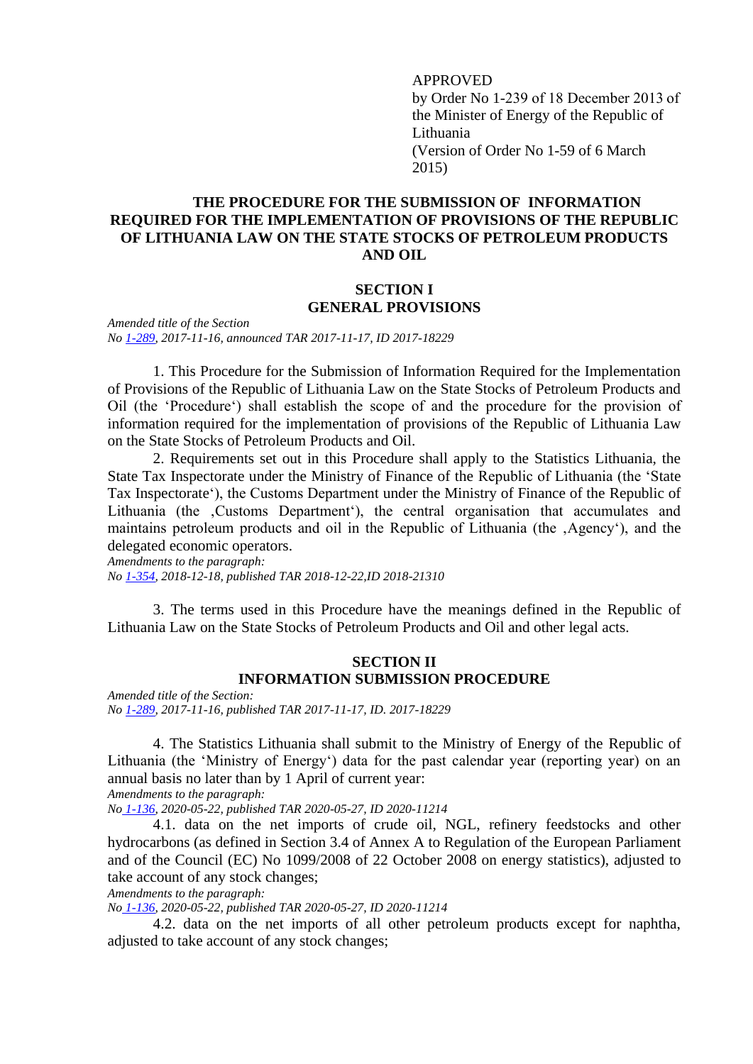APPROVED
by Order No 1-239 of 18 December 2013 of the Minister of Energy of the Republic of Lithuania
(Version of Order No 1-59 of 6 March 2015)

# THE PROCEDURE FOR THE SUBMISSION OF INFORMATION REQUIRED FOR THE IMPLEMENTATION OF PROVISIONS OF THE REPUBLIC OF LITHUANIA LAW ON THE STATE STOCKS OF PETROLEUM PRODUCTS AND OIL

## SECTION I
## GENERAL PROVISIONS

*Amended title of the Section*
*No 1-289, 2017-11-16, announced TAR 2017-11-17, ID 2017-18229*

1. This Procedure for the Submission of Information Required for the Implementation of Provisions of the Republic of Lithuania Law on the State Stocks of Petroleum Products and Oil (the 'Procedure') shall establish the scope of and the procedure for the provision of information required for the implementation of provisions of the Republic of Lithuania Law on the State Stocks of Petroleum Products and Oil.

2. Requirements set out in this Procedure shall apply to the Statistics Lithuania, the State Tax Inspectorate under the Ministry of Finance of the Republic of Lithuania (the 'State Tax Inspectorate'), the Customs Department under the Ministry of Finance of the Republic of Lithuania (the ‚Customs Department'), the central organisation that accumulates and maintains petroleum products and oil in the Republic of Lithuania (the ‚Agency'), and the delegated economic operators.

*Amendments to the paragraph:*
*No 1-354, 2018-12-18, published TAR 2018-12-22,ID 2018-21310*

3. The terms used in this Procedure have the meanings defined in the Republic of Lithuania Law on the State Stocks of Petroleum Products and Oil and other legal acts.

## SECTION II
## INFORMATION SUBMISSION PROCEDURE

*Amended title of the Section:*
*No 1-289, 2017-11-16, published TAR 2017-11-17, ID. 2017-18229*

4. The Statistics Lithuania shall submit to the Ministry of Energy of the Republic of Lithuania (the 'Ministry of Energy') data for the past calendar year (reporting year) on an annual basis no later than by 1 April of current year:

*Amendments to the paragraph:*
*No 1-136, 2020-05-22, published TAR 2020-05-27, ID 2020-11214*

4.1. data on the net imports of crude oil, NGL, refinery feedstocks and other hydrocarbons (as defined in Section 3.4 of Annex A to Regulation of the European Parliament and of the Council (EC) No 1099/2008 of 22 October 2008 on energy statistics), adjusted to take account of any stock changes;

*Amendments to the paragraph:*
*No 1-136, 2020-05-22, published TAR 2020-05-27, ID 2020-11214*

4.2. data on the net imports of all other petroleum products except for naphtha, adjusted to take account of any stock changes;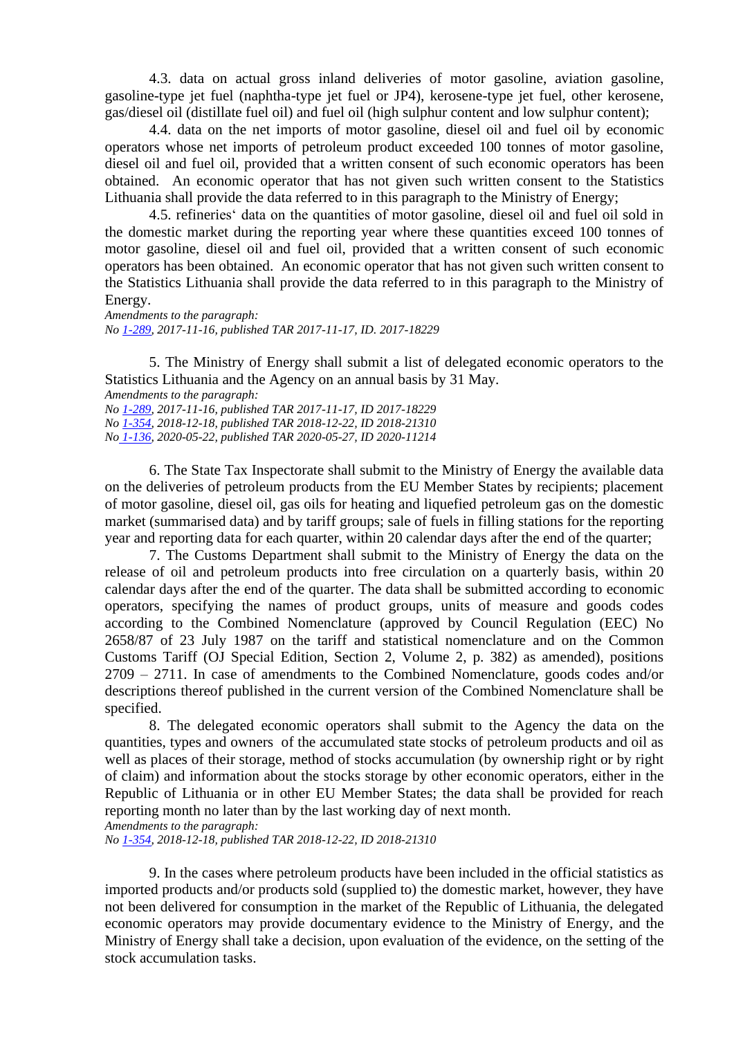4.3. data on actual gross inland deliveries of motor gasoline, aviation gasoline, gasoline-type jet fuel (naphtha-type jet fuel or JP4), kerosene-type jet fuel, other kerosene, gas/diesel oil (distillate fuel oil) and fuel oil (high sulphur content and low sulphur content);

4.4. data on the net imports of motor gasoline, diesel oil and fuel oil by economic operators whose net imports of petroleum product exceeded 100 tonnes of motor gasoline, diesel oil and fuel oil, provided that a written consent of such economic operators has been obtained. An economic operator that has not given such written consent to the Statistics Lithuania shall provide the data referred to in this paragraph to the Ministry of Energy;

4.5. refineries‘ data on the quantities of motor gasoline, diesel oil and fuel oil sold in the domestic market during the reporting year where these quantities exceed 100 tonnes of motor gasoline, diesel oil and fuel oil, provided that a written consent of such economic operators has been obtained. An economic operator that has not given such written consent to the Statistics Lithuania shall provide the data referred to in this paragraph to the Ministry of Energy.

*Amendments to the paragraph:*
*No 1-289, 2017-11-16, published TAR 2017-11-17, ID. 2017-18229*

5. The Ministry of Energy shall submit a list of delegated economic operators to the Statistics Lithuania and the Agency on an annual basis by 31 May.

*Amendments to the paragraph:*
*No 1-289, 2017-11-16, published TAR 2017-11-17, ID 2017-18229*
*No 1-354, 2018-12-18, published TAR 2018-12-22, ID 2018-21310*
*No 1-136, 2020-05-22, published TAR 2020-05-27, ID 2020-11214*

6. The State Tax Inspectorate shall submit to the Ministry of Energy the available data on the deliveries of petroleum products from the EU Member States by recipients; placement of motor gasoline, diesel oil, gas oils for heating and liquefied petroleum gas on the domestic market (summarised data) and by tariff groups; sale of fuels in filling stations for the reporting year and reporting data for each quarter, within 20 calendar days after the end of the quarter;

7. The Customs Department shall submit to the Ministry of Energy the data on the release of oil and petroleum products into free circulation on a quarterly basis, within 20 calendar days after the end of the quarter. The data shall be submitted according to economic operators, specifying the names of product groups, units of measure and goods codes according to the Combined Nomenclature (approved by Council Regulation (EEC) No 2658/87 of 23 July 1987 on the tariff and statistical nomenclature and on the Common Customs Tariff (OJ Special Edition, Section 2, Volume 2, p. 382) as amended), positions 2709 – 2711. In case of amendments to the Combined Nomenclature, goods codes and/or descriptions thereof published in the current version of the Combined Nomenclature shall be specified.

8. The delegated economic operators shall submit to the Agency the data on the quantities, types and owners of the accumulated state stocks of petroleum products and oil as well as places of their storage, method of stocks accumulation (by ownership right or by right of claim) and information about the stocks storage by other economic operators, either in the Republic of Lithuania or in other EU Member States; the data shall be provided for reach reporting month no later than by the last working day of next month.

*Amendments to the paragraph:*
*No 1-354, 2018-12-18, published TAR 2018-12-22, ID 2018-21310*

9. In the cases where petroleum products have been included in the official statistics as imported products and/or products sold (supplied to) the domestic market, however, they have not been delivered for consumption in the market of the Republic of Lithuania, the delegated economic operators may provide documentary evidence to the Ministry of Energy, and the Ministry of Energy shall take a decision, upon evaluation of the evidence, on the setting of the stock accumulation tasks.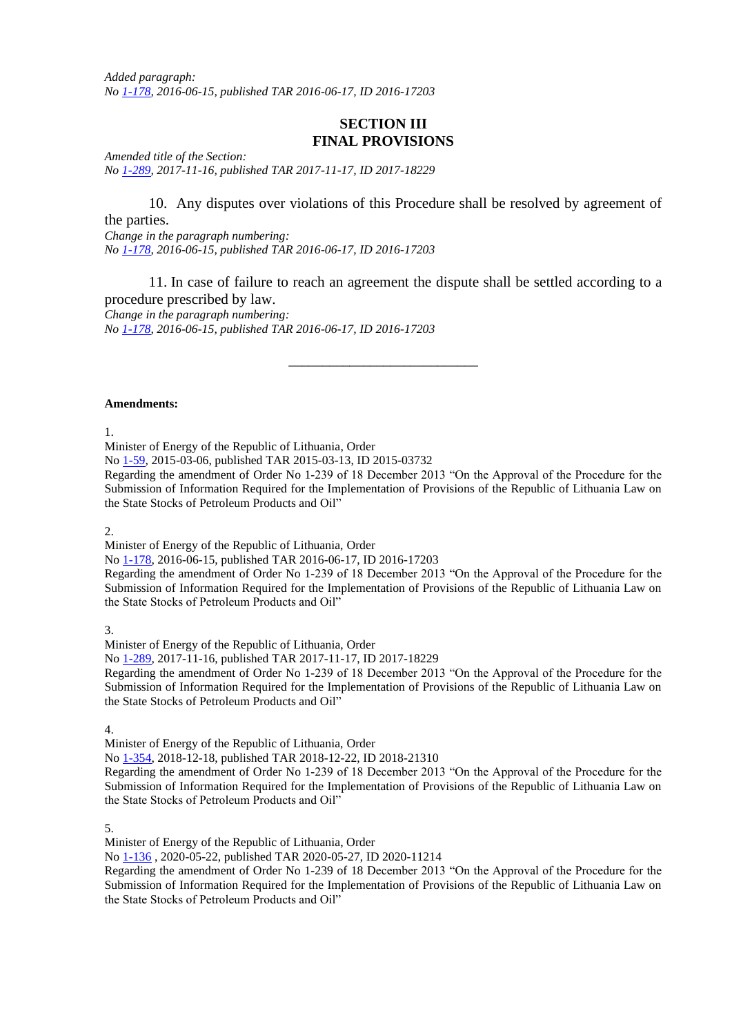*Added paragraph:*
*No 1-178, 2016-06-15, published TAR 2016-06-17, ID 2016-17203*

## SECTION III
## FINAL PROVISIONS

*Amended title of the Section:*
*No 1-289, 2017-11-16, published TAR 2017-11-17, ID 2017-18229*

10. Any disputes over violations of this Procedure shall be resolved by agreement of the parties.
*Change in the paragraph numbering:*
*No 1-178, 2016-06-15, published TAR 2016-06-17, ID 2016-17203*

11. In case of failure to reach an agreement the dispute shall be settled according to a procedure prescribed by law.
*Change in the paragraph numbering:*
*No 1-178, 2016-06-15, published TAR 2016-06-17, ID 2016-17203*

______________________________

**Amendments:**

1.
Minister of Energy of the Republic of Lithuania, Order
No 1-59, 2015-03-06, published TAR 2015-03-13, ID 2015-03732
Regarding the amendment of Order No 1-239 of 18 December 2013 "On the Approval of the Procedure for the Submission of Information Required for the Implementation of Provisions of the Republic of Lithuania Law on the State Stocks of Petroleum Products and Oil"

2.
Minister of Energy of the Republic of Lithuania, Order
No 1-178, 2016-06-15, published TAR 2016-06-17, ID 2016-17203
Regarding the amendment of Order No 1-239 of 18 December 2013 "On the Approval of the Procedure for the Submission of Information Required for the Implementation of Provisions of the Republic of Lithuania Law on the State Stocks of Petroleum Products and Oil"

3.
Minister of Energy of the Republic of Lithuania, Order
No 1-289, 2017-11-16, published TAR 2017-11-17, ID 2017-18229
Regarding the amendment of Order No 1-239 of 18 December 2013 "On the Approval of the Procedure for the Submission of Information Required for the Implementation of Provisions of the Republic of Lithuania Law on the State Stocks of Petroleum Products and Oil"

4.
Minister of Energy of the Republic of Lithuania, Order
No 1-354, 2018-12-18, published TAR 2018-12-22, ID 2018-21310
Regarding the amendment of Order No 1-239 of 18 December 2013 "On the Approval of the Procedure for the Submission of Information Required for the Implementation of Provisions of the Republic of Lithuania Law on the State Stocks of Petroleum Products and Oil"

5.
Minister of Energy of the Republic of Lithuania, Order
No 1-136 , 2020-05-22, published TAR 2020-05-27, ID 2020-11214
Regarding the amendment of Order No 1-239 of 18 December 2013 "On the Approval of the Procedure for the Submission of Information Required for the Implementation of Provisions of the Republic of Lithuania Law on the State Stocks of Petroleum Products and Oil"